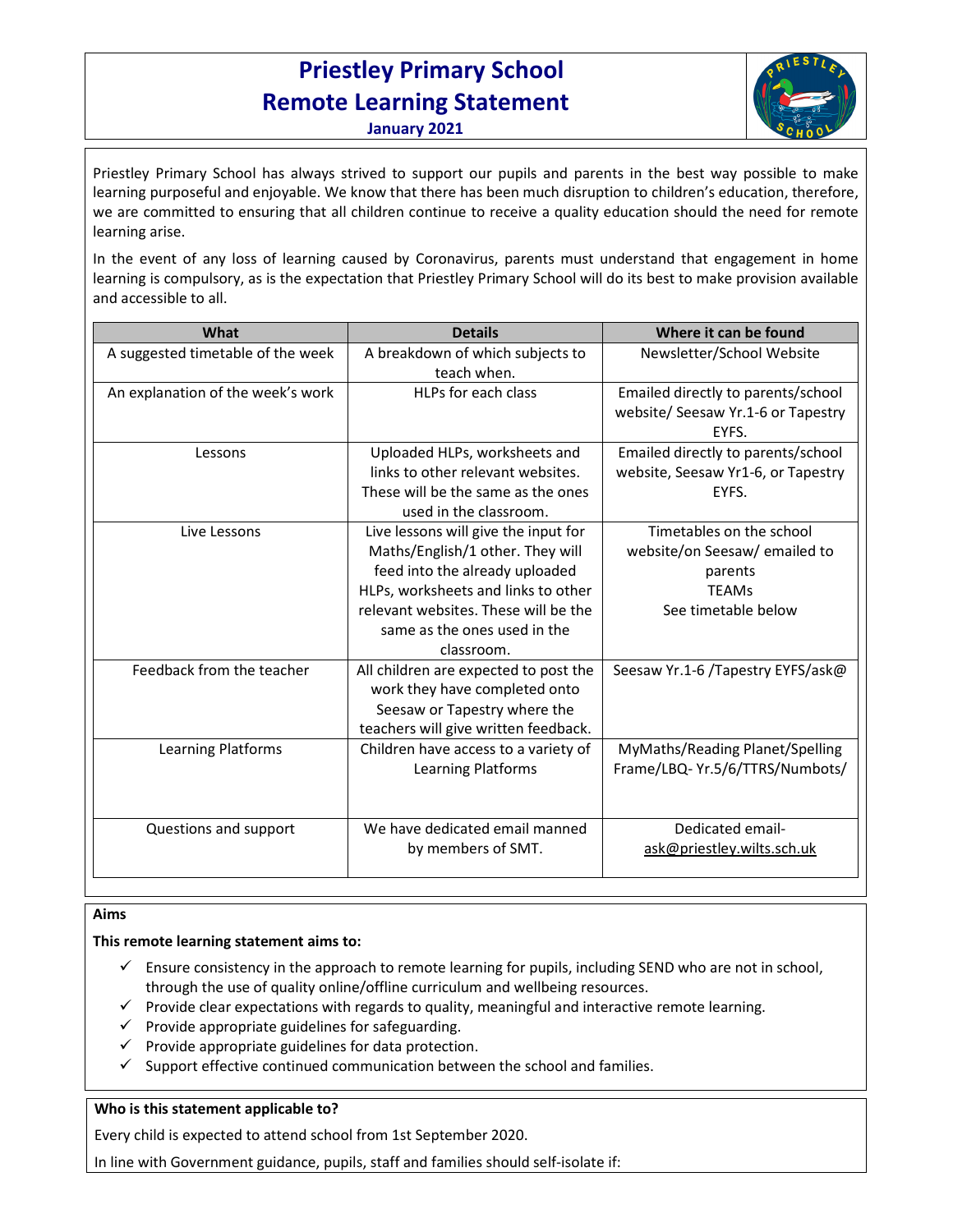# Priestley Primary School
# Remote Learning Statement
**January 2021**

Priestley Primary School has always strived to support our pupils and parents in the best way possible to make learning purposeful and enjoyable. We know that there has been much disruption to children's education, therefore, we are committed to ensuring that all children continue to receive a quality education should the need for remote learning arise.

In the event of any loss of learning caused by Coronavirus, parents must understand that engagement in home learning is compulsory, as is the expectation that Priestley Primary School will do its best to make provision available and accessible to all.

| What | Details | Where it can be found |
|---|---|---|
| A suggested timetable of the week | A breakdown of which subjects to teach when. | Newsletter/School Website |
| An explanation of the week's work | HLPs for each class | Emailed directly to parents/school website/ Seesaw Yr.1-6 or Tapestry EYFS. |
| Lessons | Uploaded HLPs, worksheets and links to other relevant websites. These will be the same as the ones used in the classroom. | Emailed directly to parents/school website, Seesaw Yr1-6, or Tapestry EYFS. |
| Live Lessons | Live lessons will give the input for Maths/English/1 other. They will feed into the already uploaded HLPs, worksheets and links to other relevant websites. These will be the same as the ones used in the classroom. | Timetables on the school website/on Seesaw/ emailed to parents<br>TEAMs<br>See timetable below |
| Feedback from the teacher | All children are expected to post the work they have completed onto Seesaw or Tapestry where the teachers will give written feedback. | Seesaw Yr.1-6 /Tapestry EYFS/ask@ |
| Learning Platforms | Children have access to a variety of Learning Platforms | MyMaths/Reading Planet/Spelling Frame/LBQ- Yr.5/6/TTRS/Numbots/ |
| Questions and support | We have dedicated email manned by members of SMT. | Dedicated email- ask@priestley.wilts.sch.uk |

**Aims**

**This remote learning statement aims to:**

- ✓ Ensure consistency in the approach to remote learning for pupils, including SEND who are not in school, through the use of quality online/offline curriculum and wellbeing resources.
- ✓ Provide clear expectations with regards to quality, meaningful and interactive remote learning.
- ✓ Provide appropriate guidelines for safeguarding.
- ✓ Provide appropriate guidelines for data protection.
- ✓ Support effective continued communication between the school and families.

**Who is this statement applicable to?**

Every child is expected to attend school from 1st September 2020.

In line with Government guidance, pupils, staff and families should self-isolate if: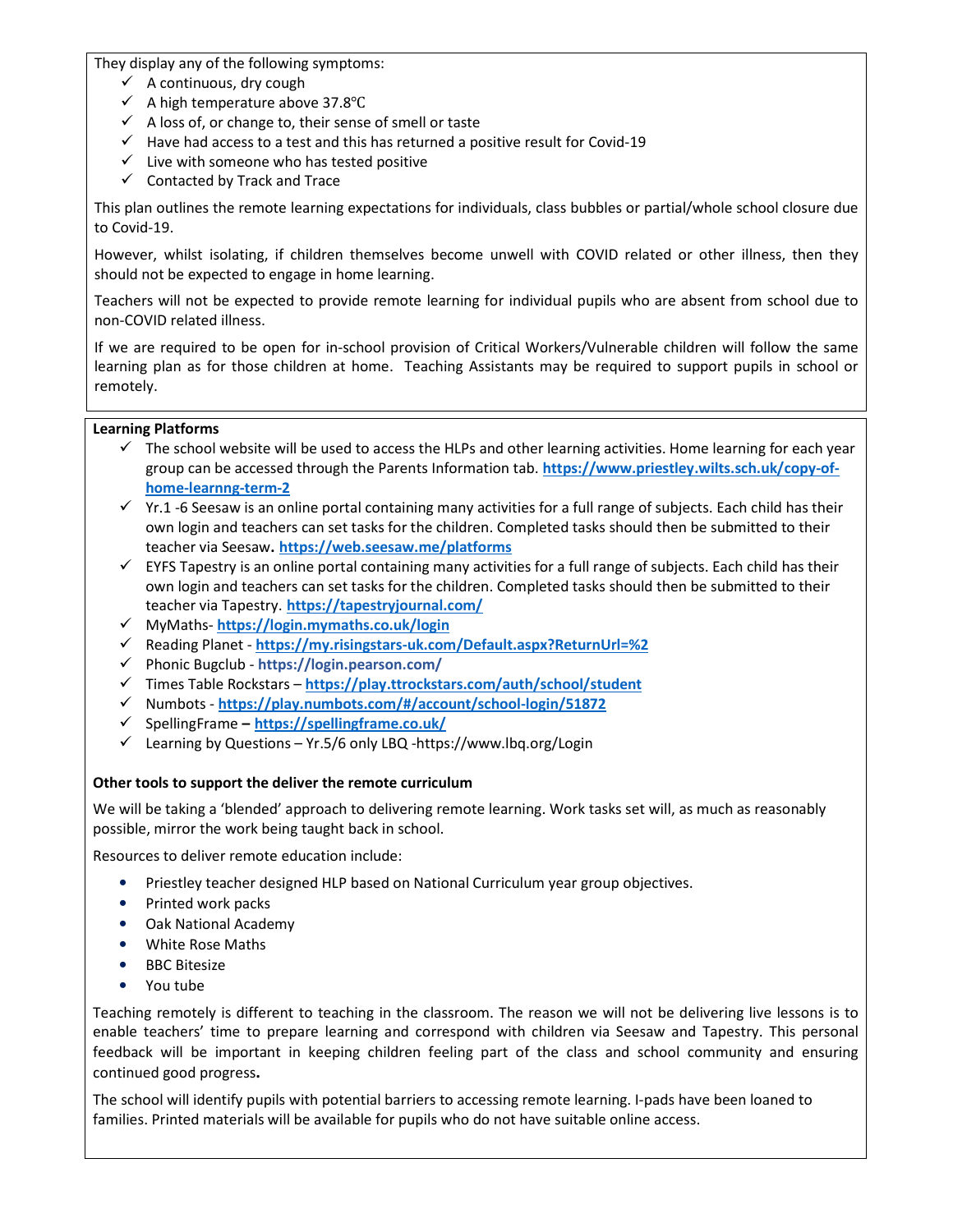They display any of the following symptoms:

- ✓ A continuous, dry cough
- ✓ A high temperature above 37.8℃
- ✓ A loss of, or change to, their sense of smell or taste
- ✓ Have had access to a test and this has returned a positive result for Covid-19
- ✓ Live with someone who has tested positive
- ✓ Contacted by Track and Trace

This plan outlines the remote learning expectations for individuals, class bubbles or partial/whole school closure due to Covid-19.

However, whilst isolating, if children themselves become unwell with COVID related or other illness, then they should not be expected to engage in home learning.

Teachers will not be expected to provide remote learning for individual pupils who are absent from school due to non-COVID related illness.

If we are required to be open for in-school provision of Critical Workers/Vulnerable children will follow the same learning plan as for those children at home. Teaching Assistants may be required to support pupils in school or remotely.

**Learning Platforms**

- ✓ The school website will be used to access the HLPs and other learning activities. Home learning for each year group can be accessed through the Parents Information tab. **https://www.priestley.wilts.sch.uk/copy-of-home-learnng-term-2**
- ✓ Yr.1 -6 Seesaw is an online portal containing many activities for a full range of subjects. Each child has their own login and teachers can set tasks for the children. Completed tasks should then be submitted to their teacher via Seesaw**.** **https://web.seesaw.me/platforms**
- ✓ EYFS Tapestry is an online portal containing many activities for a full range of subjects. Each child has their own login and teachers can set tasks for the children. Completed tasks should then be submitted to their teacher via Tapestry. **https://tapestryjournal.com/**
- ✓ MyMaths- **https://login.mymaths.co.uk/login**
- ✓ Reading Planet - **https://my.risingstars-uk.com/Default.aspx?ReturnUrl=%2**
- ✓ Phonic Bugclub - **https://login.pearson.com/**
- ✓ Times Table Rockstars – **https://play.ttrockstars.com/auth/school/student**
- ✓ Numbots - **https://play.numbots.com/#/account/school-login/51872**
- ✓ SpellingFrame **–** **https://spellingframe.co.uk/**
- ✓ Learning by Questions – Yr.5/6 only LBQ -https://www.lbq.org/Login

**Other tools to support the deliver the remote curriculum**

We will be taking a 'blended' approach to delivering remote learning. Work tasks set will, as much as reasonably possible, mirror the work being taught back in school.

Resources to deliver remote education include:

- Priestley teacher designed HLP based on National Curriculum year group objectives.
- Printed work packs
- Oak National Academy
- White Rose Maths
- BBC Bitesize
- You tube

Teaching remotely is different to teaching in the classroom. The reason we will not be delivering live lessons is to enable teachers' time to prepare learning and correspond with children via Seesaw and Tapestry. This personal feedback will be important in keeping children feeling part of the class and school community and ensuring continued good progress**.**

The school will identify pupils with potential barriers to accessing remote learning. I-pads have been loaned to families. Printed materials will be available for pupils who do not have suitable online access.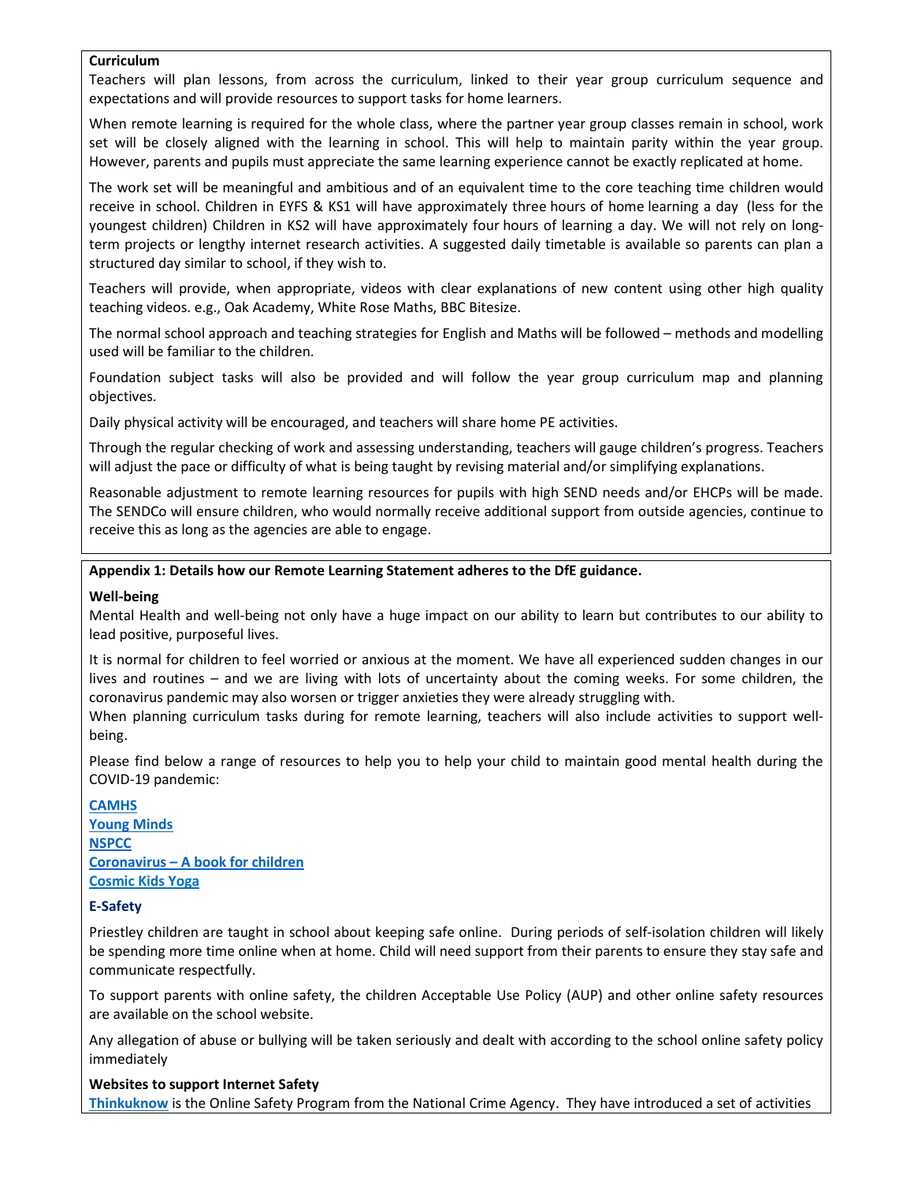**Curriculum**

Teachers will plan lessons, from across the curriculum, linked to their year group curriculum sequence and expectations and will provide resources to support tasks for home learners.

When remote learning is required for the whole class, where the partner year group classes remain in school, work set will be closely aligned with the learning in school. This will help to maintain parity within the year group. However, parents and pupils must appreciate the same learning experience cannot be exactly replicated at home.

The work set will be meaningful and ambitious and of an equivalent time to the core teaching time children would receive in school. Children in EYFS & KS1 will have approximately three hours of home learning a day (less for the youngest children) Children in KS2 will have approximately four hours of learning a day. We will not rely on long-term projects or lengthy internet research activities. A suggested daily timetable is available so parents can plan a structured day similar to school, if they wish to.

Teachers will provide, when appropriate, videos with clear explanations of new content using other high quality teaching videos. e.g., Oak Academy, White Rose Maths, BBC Bitesize.

The normal school approach and teaching strategies for English and Maths will be followed – methods and modelling used will be familiar to the children.

Foundation subject tasks will also be provided and will follow the year group curriculum map and planning objectives.

Daily physical activity will be encouraged, and teachers will share home PE activities.

Through the regular checking of work and assessing understanding, teachers will gauge children's progress. Teachers will adjust the pace or difficulty of what is being taught by revising material and/or simplifying explanations.

Reasonable adjustment to remote learning resources for pupils with high SEND needs and/or EHCPs will be made. The SENDCo will ensure children, who would normally receive additional support from outside agencies, continue to receive this as long as the agencies are able to engage.

**Appendix 1: Details how our Remote Learning Statement adheres to the DfE guidance.**

**Well-being**

Mental Health and well-being not only have a huge impact on our ability to learn but contributes to our ability to lead positive, purposeful lives.

It is normal for children to feel worried or anxious at the moment. We have all experienced sudden changes in our lives and routines – and we are living with lots of uncertainty about the coming weeks. For some children, the coronavirus pandemic may also worsen or trigger anxieties they were already struggling with.

When planning curriculum tasks during for remote learning, teachers will also include activities to support well-being.

Please find below a range of resources to help you to help your child to maintain good mental health during the COVID-19 pandemic:

**CAMHS**
**Young Minds**
**NSPCC**
**Coronavirus – A book for children**
**Cosmic Kids Yoga**

**E-Safety**

Priestley children are taught in school about keeping safe online. During periods of self-isolation children will likely be spending more time online when at home. Child will need support from their parents to ensure they stay safe and communicate respectfully.

To support parents with online safety, the children Acceptable Use Policy (AUP) and other online safety resources are available on the school website.

Any allegation of abuse or bullying will be taken seriously and dealt with according to the school online safety policy immediately

**Websites to support Internet Safety**

**Thinkuknow** is the Online Safety Program from the National Crime Agency. They have introduced a set of activities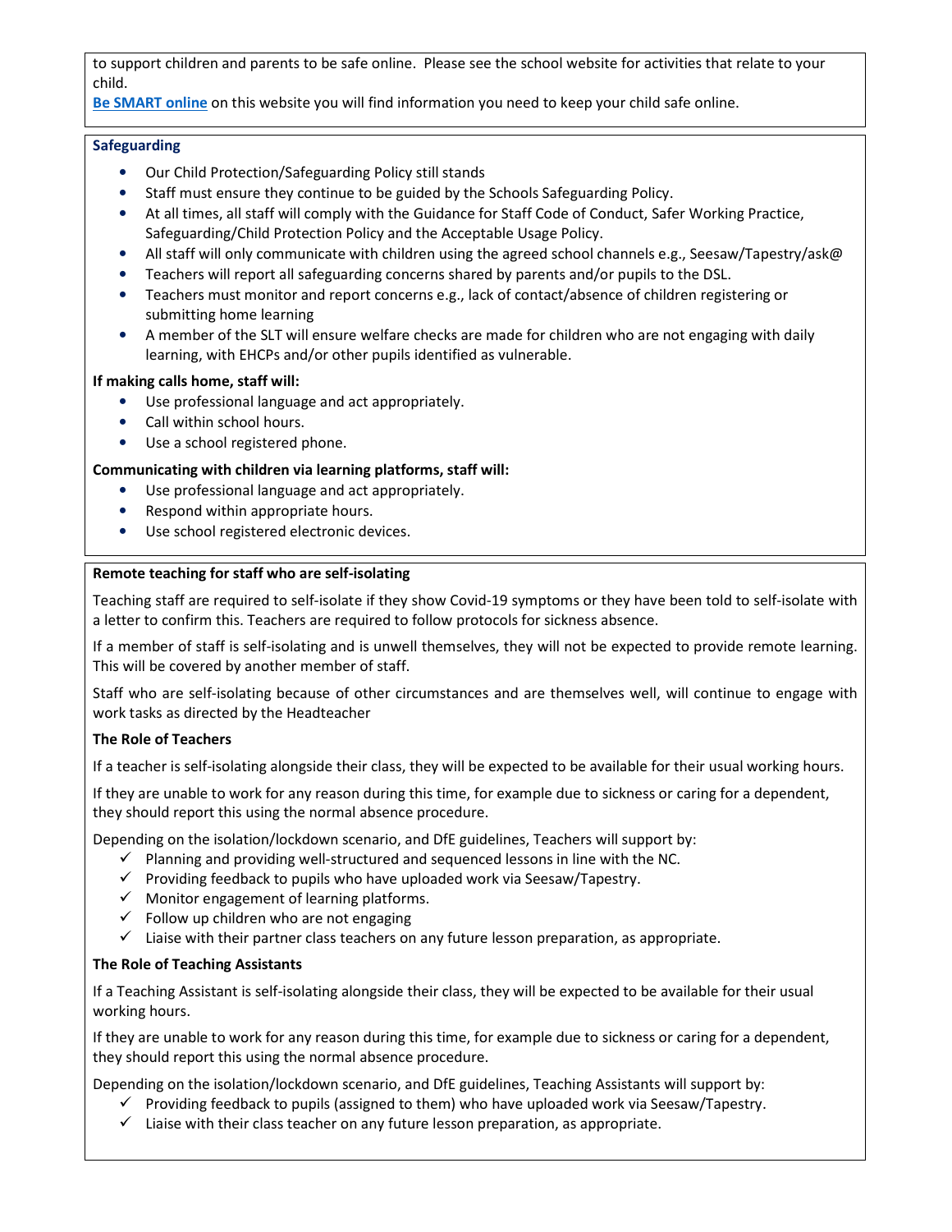to support children and parents to be safe online. Please see the school website for activities that relate to your child.

**Be SMART online** on this website you will find information you need to keep your child safe online.

### Safeguarding

- Our Child Protection/Safeguarding Policy still stands
- Staff must ensure they continue to be guided by the Schools Safeguarding Policy.
- At all times, all staff will comply with the Guidance for Staff Code of Conduct, Safer Working Practice, Safeguarding/Child Protection Policy and the Acceptable Usage Policy.
- All staff will only communicate with children using the agreed school channels e.g., Seesaw/Tapestry/ask@
- Teachers will report all safeguarding concerns shared by parents and/or pupils to the DSL.
- Teachers must monitor and report concerns e.g., lack of contact/absence of children registering or submitting home learning
- A member of the SLT will ensure welfare checks are made for children who are not engaging with daily learning, with EHCPs and/or other pupils identified as vulnerable.

**If making calls home, staff will:**

- Use professional language and act appropriately.
- Call within school hours.
- Use a school registered phone.

**Communicating with children via learning platforms, staff will:**

- Use professional language and act appropriately.
- Respond within appropriate hours.
- Use school registered electronic devices.

### Remote teaching for staff who are self-isolating

Teaching staff are required to self-isolate if they show Covid-19 symptoms or they have been told to self-isolate with a letter to confirm this. Teachers are required to follow protocols for sickness absence.

If a member of staff is self-isolating and is unwell themselves, they will not be expected to provide remote learning. This will be covered by another member of staff.

Staff who are self-isolating because of other circumstances and are themselves well, will continue to engage with work tasks as directed by the Headteacher

**The Role of Teachers**

If a teacher is self-isolating alongside their class, they will be expected to be available for their usual working hours.

If they are unable to work for any reason during this time, for example due to sickness or caring for a dependent, they should report this using the normal absence procedure.

Depending on the isolation/lockdown scenario, and DfE guidelines, Teachers will support by:

- ✓ Planning and providing well-structured and sequenced lessons in line with the NC.
- ✓ Providing feedback to pupils who have uploaded work via Seesaw/Tapestry.
- ✓ Monitor engagement of learning platforms.
- ✓ Follow up children who are not engaging
- ✓ Liaise with their partner class teachers on any future lesson preparation, as appropriate.

**The Role of Teaching Assistants**

If a Teaching Assistant is self-isolating alongside their class, they will be expected to be available for their usual working hours.

If they are unable to work for any reason during this time, for example due to sickness or caring for a dependent, they should report this using the normal absence procedure.

Depending on the isolation/lockdown scenario, and DfE guidelines, Teaching Assistants will support by:

- ✓ Providing feedback to pupils (assigned to them) who have uploaded work via Seesaw/Tapestry.
- ✓ Liaise with their class teacher on any future lesson preparation, as appropriate.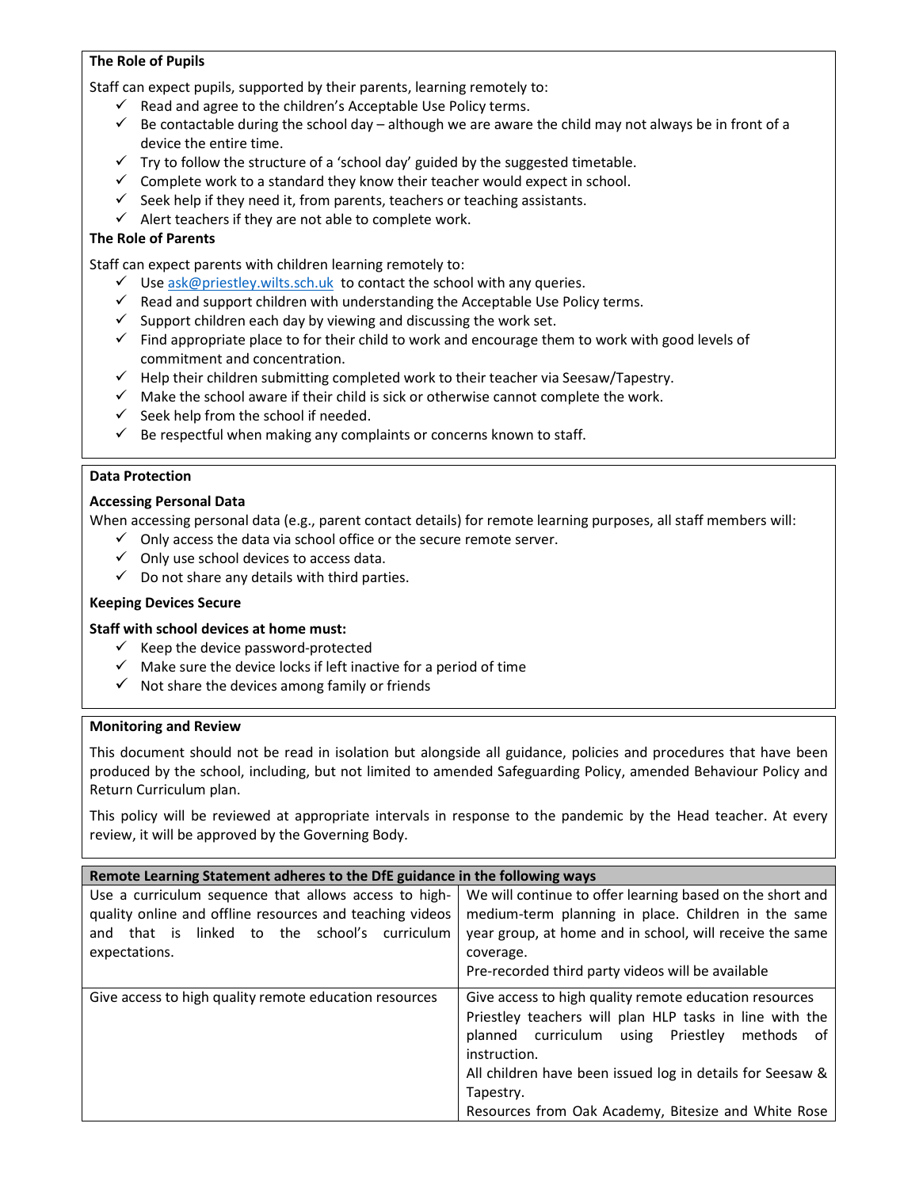**The Role of Pupils**

Staff can expect pupils, supported by their parents, learning remotely to:

- ✓ Read and agree to the children's Acceptable Use Policy terms.
- ✓ Be contactable during the school day – although we are aware the child may not always be in front of a device the entire time.
- ✓ Try to follow the structure of a 'school day' guided by the suggested timetable.
- ✓ Complete work to a standard they know their teacher would expect in school.
- ✓ Seek help if they need it, from parents, teachers or teaching assistants.
- ✓ Alert teachers if they are not able to complete work.

**The Role of Parents**

Staff can expect parents with children learning remotely to:

- ✓ Use ask@priestley.wilts.sch.uk to contact the school with any queries.
- ✓ Read and support children with understanding the Acceptable Use Policy terms.
- ✓ Support children each day by viewing and discussing the work set.
- ✓ Find appropriate place to for their child to work and encourage them to work with good levels of commitment and concentration.
- ✓ Help their children submitting completed work to their teacher via Seesaw/Tapestry.
- ✓ Make the school aware if their child is sick or otherwise cannot complete the work.
- ✓ Seek help from the school if needed.
- ✓ Be respectful when making any complaints or concerns known to staff.

**Data Protection**

**Accessing Personal Data**

When accessing personal data (e.g., parent contact details) for remote learning purposes, all staff members will:

- ✓ Only access the data via school office or the secure remote server.
- ✓ Only use school devices to access data.
- ✓ Do not share any details with third parties.

**Keeping Devices Secure**

**Staff with school devices at home must:**

- ✓ Keep the device password-protected
- ✓ Make sure the device locks if left inactive for a period of time
- ✓ Not share the devices among family or friends

**Monitoring and Review**

This document should not be read in isolation but alongside all guidance, policies and procedures that have been produced by the school, including, but not limited to amended Safeguarding Policy, amended Behaviour Policy and Return Curriculum plan.

This policy will be reviewed at appropriate intervals in response to the pandemic by the Head teacher. At every review, it will be approved by the Governing Body.

| Remote Learning Statement adheres to the DfE guidance in the following ways | |
|---|---|
| Use a curriculum sequence that allows access to high-quality online and offline resources and teaching videos and that is linked to the school's curriculum expectations. | We will continue to offer learning based on the short and medium-term planning in place. Children in the same year group, at home and in school, will receive the same coverage.<br>Pre-recorded third party videos will be available |
| Give access to high quality remote education resources | Give access to high quality remote education resources<br>Priestley teachers will plan HLP tasks in line with the planned curriculum using Priestley methods of instruction.<br>All children have been issued log in details for Seesaw & Tapestry.<br>Resources from Oak Academy, Bitesize and White Rose |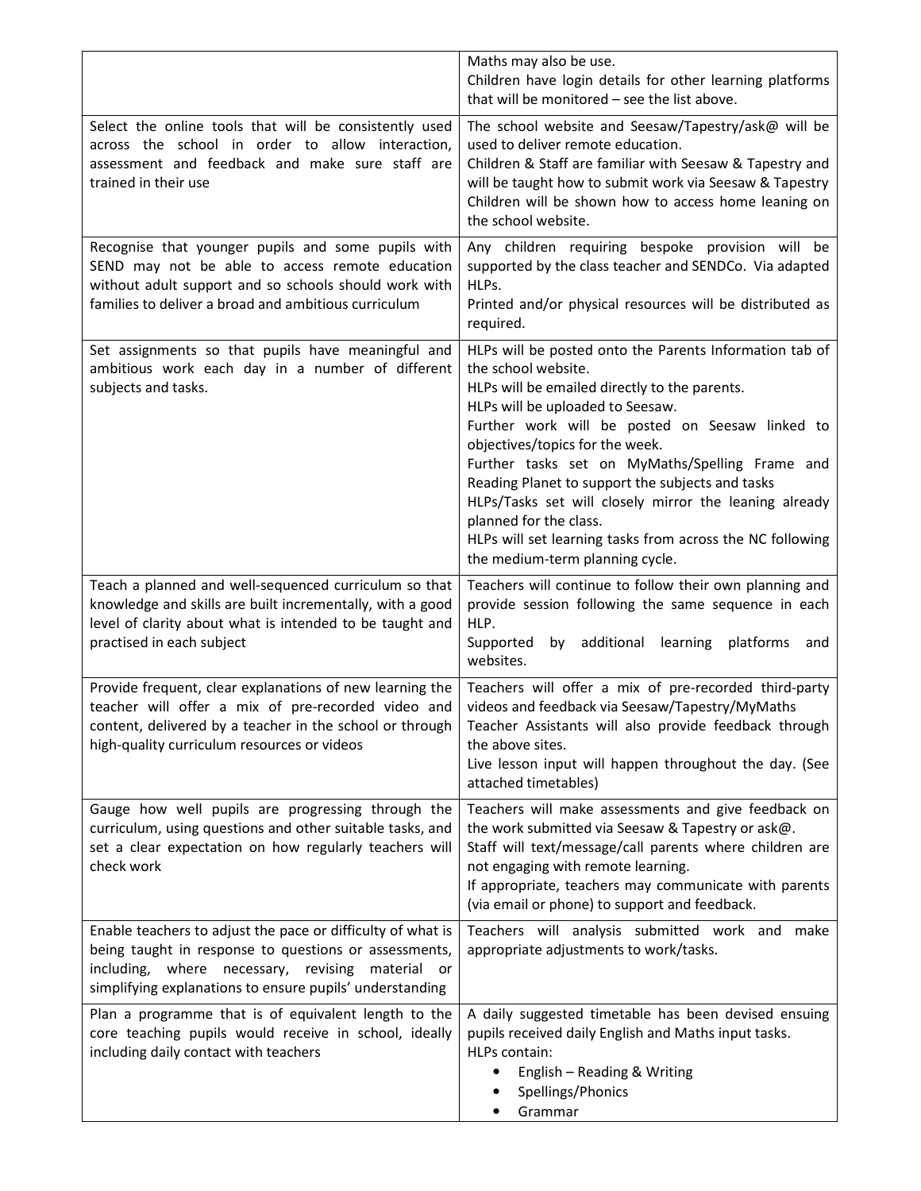| | |
|---|---|
| | Maths may also be use.<br>Children have login details for other learning platforms that will be monitored – see the list above. |
| Select the online tools that will be consistently used across the school in order to allow interaction, assessment and feedback and make sure staff are trained in their use | The school website and Seesaw/Tapestry/ask@ will be used to deliver remote education.<br>Children & Staff are familiar with Seesaw & Tapestry and will be taught how to submit work via Seesaw & Tapestry<br>Children will be shown how to access home leaning on the school website. |
| Recognise that younger pupils and some pupils with SEND may not be able to access remote education without adult support and so schools should work with families to deliver a broad and ambitious curriculum | Any children requiring bespoke provision will be supported by the class teacher and SENDCo. Via adapted HLPs.<br>Printed and/or physical resources will be distributed as required. |
| Set assignments so that pupils have meaningful and ambitious work each day in a number of different subjects and tasks. | HLPs will be posted onto the Parents Information tab of the school website.<br>HLPs will be emailed directly to the parents.<br>HLPs will be uploaded to Seesaw.<br>Further work will be posted on Seesaw linked to objectives/topics for the week.<br>Further tasks set on MyMaths/Spelling Frame and Reading Planet to support the subjects and tasks<br>HLPs/Tasks set will closely mirror the leaning already planned for the class.<br>HLPs will set learning tasks from across the NC following the medium-term planning cycle. |
| Teach a planned and well-sequenced curriculum so that knowledge and skills are built incrementally, with a good level of clarity about what is intended to be taught and practised in each subject | Teachers will continue to follow their own planning and provide session following the same sequence in each HLP.<br>Supported by additional learning platforms and websites. |
| Provide frequent, clear explanations of new learning the teacher will offer a mix of pre-recorded video and content, delivered by a teacher in the school or through high-quality curriculum resources or videos | Teachers will offer a mix of pre-recorded third-party videos and feedback via Seesaw/Tapestry/MyMaths<br>Teacher Assistants will also provide feedback through the above sites.<br>Live lesson input will happen throughout the day. (See attached timetables) |
| Gauge how well pupils are progressing through the curriculum, using questions and other suitable tasks, and set a clear expectation on how regularly teachers will check work | Teachers will make assessments and give feedback on the work submitted via Seesaw & Tapestry or ask@.<br>Staff will text/message/call parents where children are not engaging with remote learning.<br>If appropriate, teachers may communicate with parents (via email or phone) to support and feedback. |
| Enable teachers to adjust the pace or difficulty of what is being taught in response to questions or assessments, including, where necessary, revising material or simplifying explanations to ensure pupils' understanding | Teachers will analysis submitted work and make appropriate adjustments to work/tasks. |
| Plan a programme that is of equivalent length to the core teaching pupils would receive in school, ideally including daily contact with teachers | A daily suggested timetable has been devised ensuing pupils received daily English and Maths input tasks.<br>HLPs contain:<br>• English – Reading & Writing<br>• Spellings/Phonics<br>• Grammar |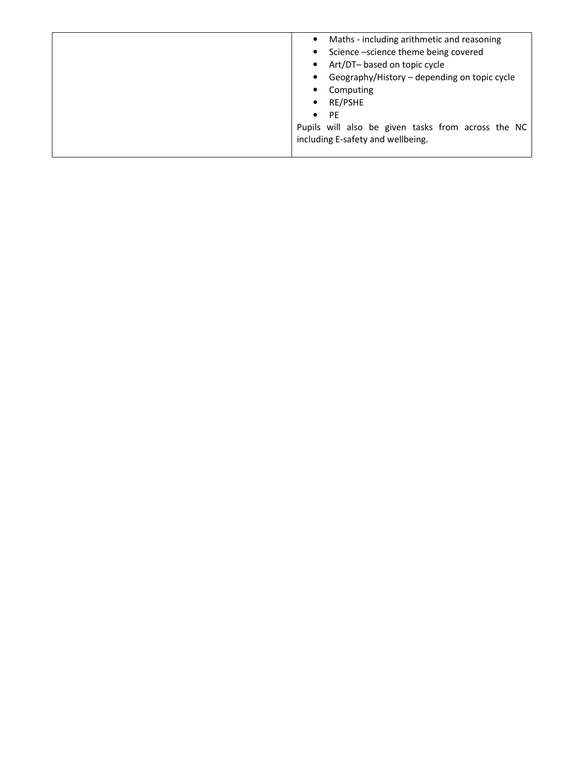|  | <ul><li>Maths - including arithmetic and reasoning</li><li>Science –science theme being covered</li><li>Art/DT– based on topic cycle</li><li>Geography/History – depending on topic cycle</li><li>Computing</li><li>RE/PSHE</li><li>PE</li></ul>Pupils will also be given tasks from across the NC including E-safety and wellbeing. |
| --- | --- |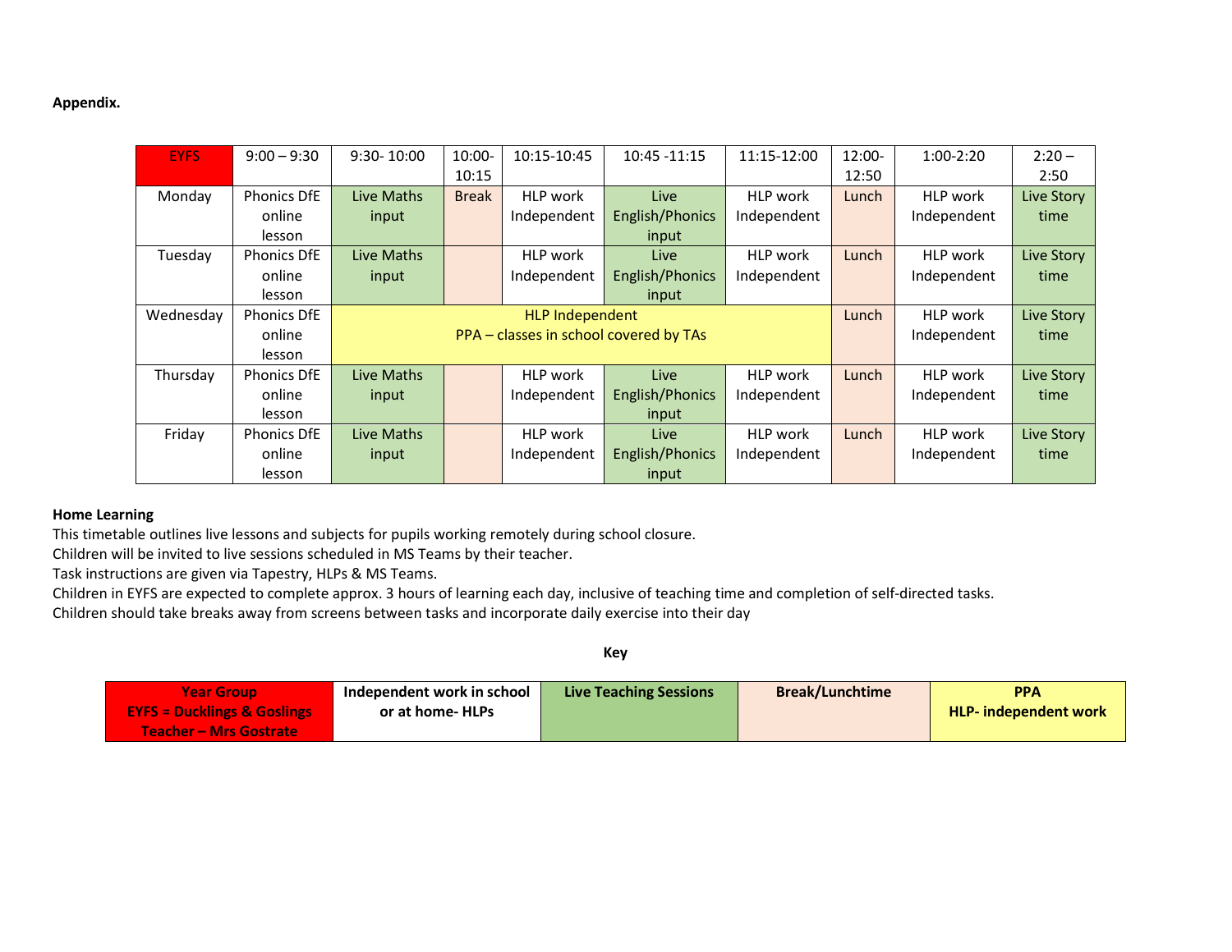**Appendix.**

| EYFS | 9:00 – 9:30 | 9:30- 10:00 | 10:00-10:15 | 10:15-10:45 | 10:45 -11:15 | 11:15-12:00 | 12:00-12:50 | 1:00-2:20 | 2:20 – 2:50 |
|---|---|---|---|---|---|---|---|---|---|
| Monday | Phonics DfE online lesson | Live Maths input | Break | HLP work Independent | Live English/Phonics input | HLP work Independent | Lunch | HLP work Independent | Live Story time |
| Tuesday | Phonics DfE online lesson | Live Maths input | | HLP work Independent | Live English/Phonics input | HLP work Independent | Lunch | HLP work Independent | Live Story time |
| Wednesday | Phonics DfE online lesson | HLP Independent PPA – classes in school covered by TAs | | | | | Lunch | HLP work Independent | Live Story time |
| Thursday | Phonics DfE online lesson | Live Maths input | | HLP work Independent | Live English/Phonics input | HLP work Independent | Lunch | HLP work Independent | Live Story time |
| Friday | Phonics DfE online lesson | Live Maths input | | HLP work Independent | Live English/Phonics input | HLP work Independent | Lunch | HLP work Independent | Live Story time |

**Home Learning**

This timetable outlines live lessons and subjects for pupils working remotely during school closure.
Children will be invited to live sessions scheduled in MS Teams by their teacher.
Task instructions are given via Tapestry, HLPs & MS Teams.
Children in EYFS are expected to complete approx. 3 hours of learning each day, inclusive of teaching time and completion of self-directed tasks.
Children should take breaks away from screens between tasks and incorporate daily exercise into their day

**Key**

| Year Group EYFS = Ducklings & Goslings Teacher – Mrs Gostrate | Independent work in school or at home- HLPs | Live Teaching Sessions | Break/Lunchtime | PPA HLP- independent work |
|---|---|---|---|---|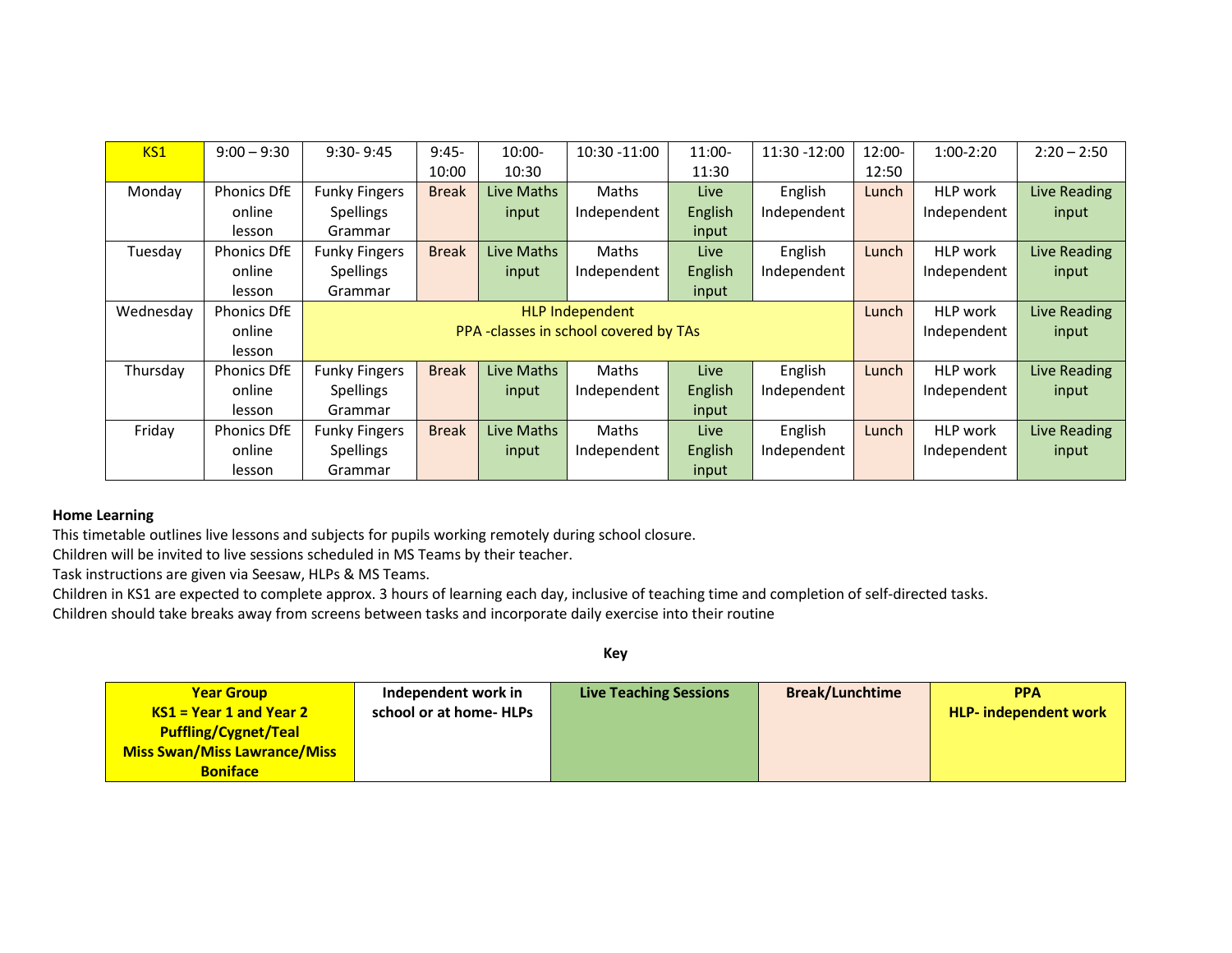| KS1 | 9:00 – 9:30 | 9:30- 9:45 | 9:45-10:00 | 10:00-10:30 | 10:30 -11:00 | 11:00-11:30 | 11:30 -12:00 | 12:00-12:50 | 1:00-2:20 | 2:20 – 2:50 |
|---|---|---|---|---|---|---|---|---|---|---|
| Monday | Phonics DfE online lesson | Funky Fingers Spellings Grammar | Break | Live Maths input | Maths Independent | Live English input | English Independent | Lunch | HLP work Independent | Live Reading input |
| Tuesday | Phonics DfE online lesson | Funky Fingers Spellings Grammar | Break | Live Maths input | Maths Independent | Live English input | English Independent | Lunch | HLP work Independent | Live Reading input |
| Wednesday | Phonics DfE online lesson | HLP Independent PPA -classes in school covered by TAs | | | | | | Lunch | HLP work Independent | Live Reading input |
| Thursday | Phonics DfE online lesson | Funky Fingers Spellings Grammar | Break | Live Maths input | Maths Independent | Live English input | English Independent | Lunch | HLP work Independent | Live Reading input |
| Friday | Phonics DfE online lesson | Funky Fingers Spellings Grammar | Break | Live Maths input | Maths Independent | Live English input | English Independent | Lunch | HLP work Independent | Live Reading input |

**Home Learning**

This timetable outlines live lessons and subjects for pupils working remotely during school closure.

Children will be invited to live sessions scheduled in MS Teams by their teacher.

Task instructions are given via Seesaw, HLPs & MS Teams.

Children in KS1 are expected to complete approx. 3 hours of learning each day, inclusive of teaching time and completion of self-directed tasks.

Children should take breaks away from screens between tasks and incorporate daily exercise into their routine

**Key**

| Year Group KS1 = Year 1 and Year 2 Puffling/Cygnet/Teal Miss Swan/Miss Lawrance/Miss Boniface | Independent work in school or at home- HLPs | Live Teaching Sessions | Break/Lunchtime | PPA HLP- independent work |
|---|---|---|---|---|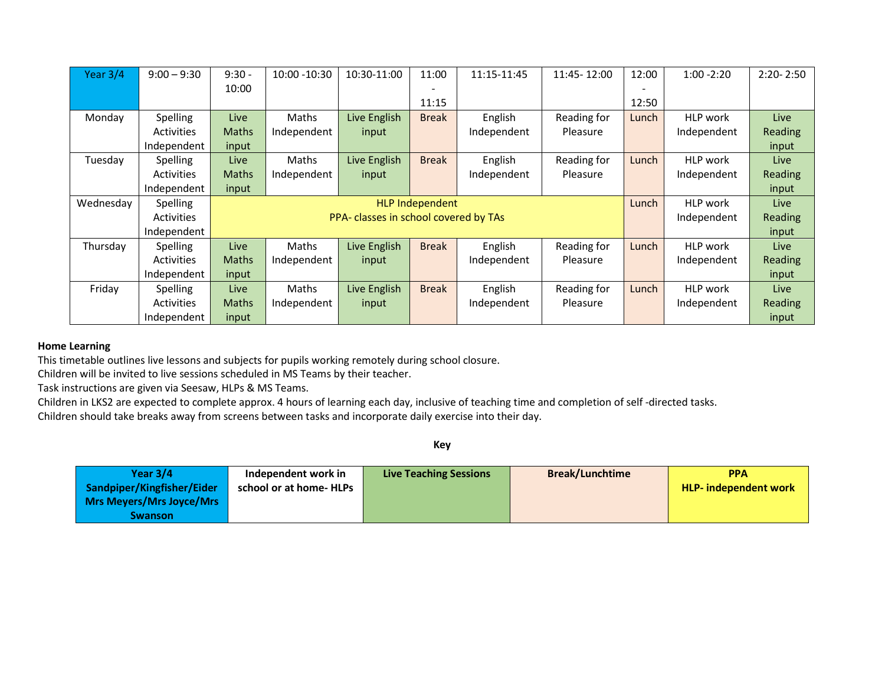| Year 3/4 | 9:00 – 9:30 | 9:30 - 10:00 | 10:00 -10:30 | 10:30-11:00 | 11:00 - 11:15 | 11:15-11:45 | 11:45- 12:00 | 12:00 - 12:50 | 1:00 -2:20 | 2:20- 2:50 |
|---|---|---|---|---|---|---|---|---|---|---|
| Monday | Spelling Activities Independent | Live Maths input | Maths Independent | Live English input | Break | English Independent | Reading for Pleasure | Lunch | HLP work Independent | Live Reading input |
| Tuesday | Spelling Activities Independent | Live Maths input | Maths Independent | Live English input | Break | English Independent | Reading for Pleasure | Lunch | HLP work Independent | Live Reading input |
| Wednesday | Spelling Activities Independent | HLP Independent PPA- classes in school covered by TAs | | | | | | Lunch | HLP work Independent | Live Reading input |
| Thursday | Spelling Activities Independent | Live Maths input | Maths Independent | Live English input | Break | English Independent | Reading for Pleasure | Lunch | HLP work Independent | Live Reading input |
| Friday | Spelling Activities Independent | Live Maths input | Maths Independent | Live English input | Break | English Independent | Reading for Pleasure | Lunch | HLP work Independent | Live Reading input |

**Home Learning**

This timetable outlines live lessons and subjects for pupils working remotely during school closure.
Children will be invited to live sessions scheduled in MS Teams by their teacher.
Task instructions are given via Seesaw, HLPs & MS Teams.
Children in LKS2 are expected to complete approx. 4 hours of learning each day, inclusive of teaching time and completion of self -directed tasks.
Children should take breaks away from screens between tasks and incorporate daily exercise into their day.

**Key**

| **Year 3/4 Sandpiper/Kingfisher/Eider Mrs Meyers/Mrs Joyce/Mrs Swanson** | **Independent work in school or at home- HLPs** | **Live Teaching Sessions** | **Break/Lunchtime** | **PPA HLP- independent work** |
|---|---|---|---|---|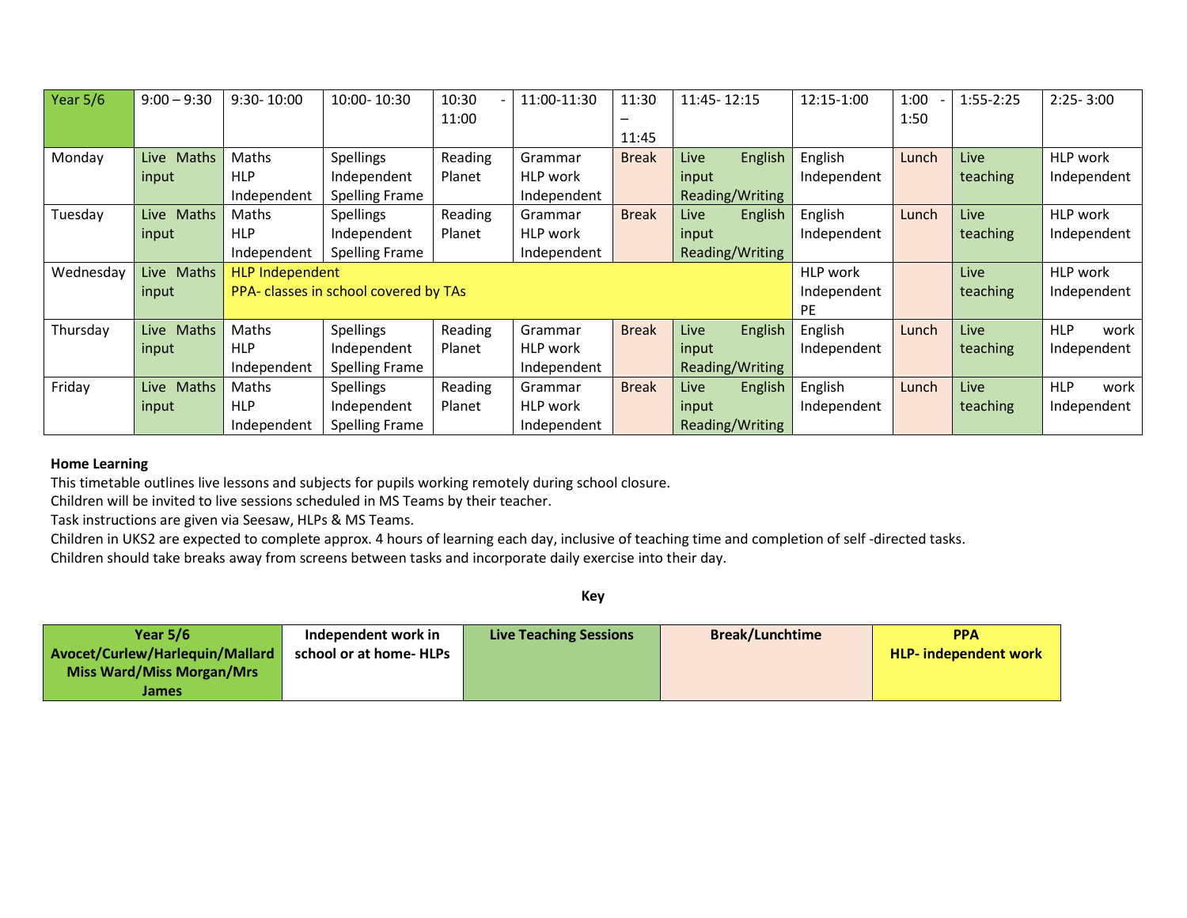| Year 5/6 | 9:00 – 9:30 | 9:30- 10:00 | 10:00- 10:30 | 10:30 - 11:00 | 11:00-11:30 | 11:30 – 11:45 | 11:45- 12:15 | 12:15-1:00 | 1:00 - 1:50 | 1:55-2:25 | 2:25- 3:00 |
|---|---|---|---|---|---|---|---|---|---|---|---|
| Monday | Live Maths input | Maths HLP Independent | Spellings Independent Spelling Frame | Reading Planet | Grammar HLP work Independent | Break | Live English input Reading/Writing | English Independent | Lunch | Live teaching | HLP work Independent |
| Tuesday | Live Maths input | Maths HLP Independent | Spellings Independent Spelling Frame | Reading Planet | Grammar HLP work Independent | Break | Live English input Reading/Writing | English Independent | Lunch | Live teaching | HLP work Independent |
| Wednesday | Live Maths input | HLP Independent PPA- classes in school covered by TAs | | | | | | HLP work Independent PE | | Live teaching | HLP work Independent |
| Thursday | Live Maths input | Maths HLP Independent | Spellings Independent Spelling Frame | Reading Planet | Grammar HLP work Independent | Break | Live English input Reading/Writing | English Independent | Lunch | Live teaching | HLP work Independent |
| Friday | Live Maths input | Maths HLP Independent | Spellings Independent Spelling Frame | Reading Planet | Grammar HLP work Independent | Break | Live English input Reading/Writing | English Independent | Lunch | Live teaching | HLP work Independent |

**Home Learning**

This timetable outlines live lessons and subjects for pupils working remotely during school closure.
Children will be invited to live sessions scheduled in MS Teams by their teacher.
Task instructions are given via Seesaw, HLPs & MS Teams.
Children in UKS2 are expected to complete approx. 4 hours of learning each day, inclusive of teaching time and completion of self -directed tasks.
Children should take breaks away from screens between tasks and incorporate daily exercise into their day.

**Key**

| **Year 5/6 Avocet/Curlew/Harlequin/Mallard Miss Ward/Miss Morgan/Mrs James** | **Independent work in school or at home- HLPs** | **Live Teaching Sessions** | **Break/Lunchtime** | **PPA HLP- independent work** |
|---|---|---|---|---|